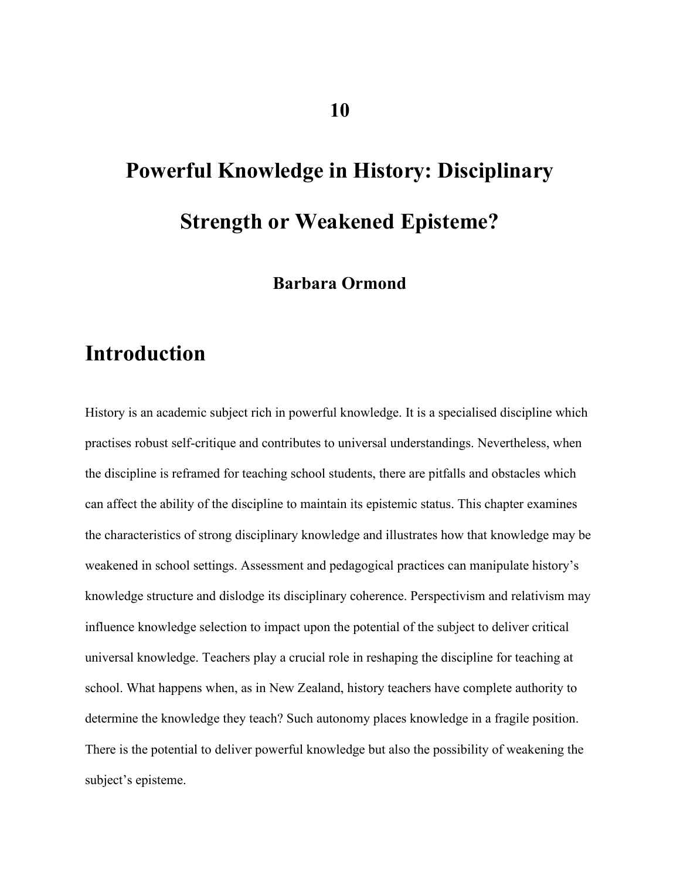# 10

# Powerful Knowledge in History: Disciplinary Strength or Weakened Episteme?

**Barbara Ormond**

## Introduction

History is an academic subject rich in powerful knowledge. It is a specialised discipline which practises robust self-critique and contributes to universal understandings. Nevertheless, when the discipline is reframed for teaching school students, there are pitfalls and obstacles which can affect the ability of the discipline to maintain its epistemic status. This chapter examines the characteristics of strong disciplinary knowledge and illustrates how that knowledge may be weakened in school settings. Assessment and pedagogical practices can manipulate history's knowledge structure and dislodge its disciplinary coherence. Perspectivism and relativism may influence knowledge selection to impact upon the potential of the subject to deliver critical universal knowledge. Teachers play a crucial role in reshaping the discipline for teaching at school. What happens when, as in New Zealand, history teachers have complete authority to determine the knowledge they teach? Such autonomy places knowledge in a fragile position. There is the potential to deliver powerful knowledge but also the possibility of weakening the subject's episteme.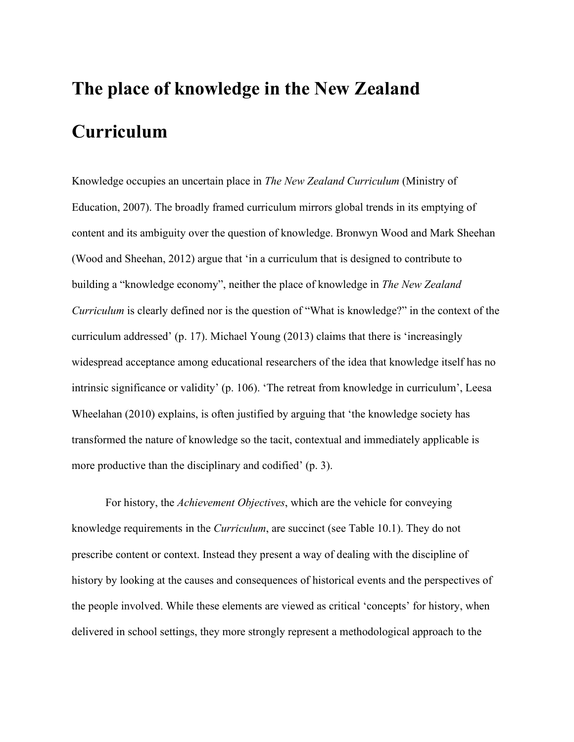# The place of knowledge in the New Zealand Curriculum

Knowledge occupies an uncertain place in *The New Zealand Curriculum* (Ministry of Education, 2007). The broadly framed curriculum mirrors global trends in its emptying of content and its ambiguity over the question of knowledge. Bronwyn Wood and Mark Sheehan (Wood and Sheehan, 2012) argue that 'in a curriculum that is designed to contribute to building a "knowledge economy", neither the place of knowledge in *The New Zealand Curriculum* is clearly defined nor is the question of "What is knowledge?" in the context of the curriculum addressed' (p. 17). Michael Young (2013) claims that there is 'increasingly widespread acceptance among educational researchers of the idea that knowledge itself has no intrinsic significance or validity' (p. 106). 'The retreat from knowledge in curriculum', Leesa Wheelahan (2010) explains, is often justified by arguing that 'the knowledge society has transformed the nature of knowledge so the tacit, contextual and immediately applicable is more productive than the disciplinary and codified' (p. 3).

For history, the *Achievement Objectives*, which are the vehicle for conveying knowledge requirements in the *Curriculum*, are succinct (see Table 10.1). They do not prescribe content or context. Instead they present a way of dealing with the discipline of history by looking at the causes and consequences of historical events and the perspectives of the people involved. While these elements are viewed as critical 'concepts' for history, when delivered in school settings, they more strongly represent a methodological approach to the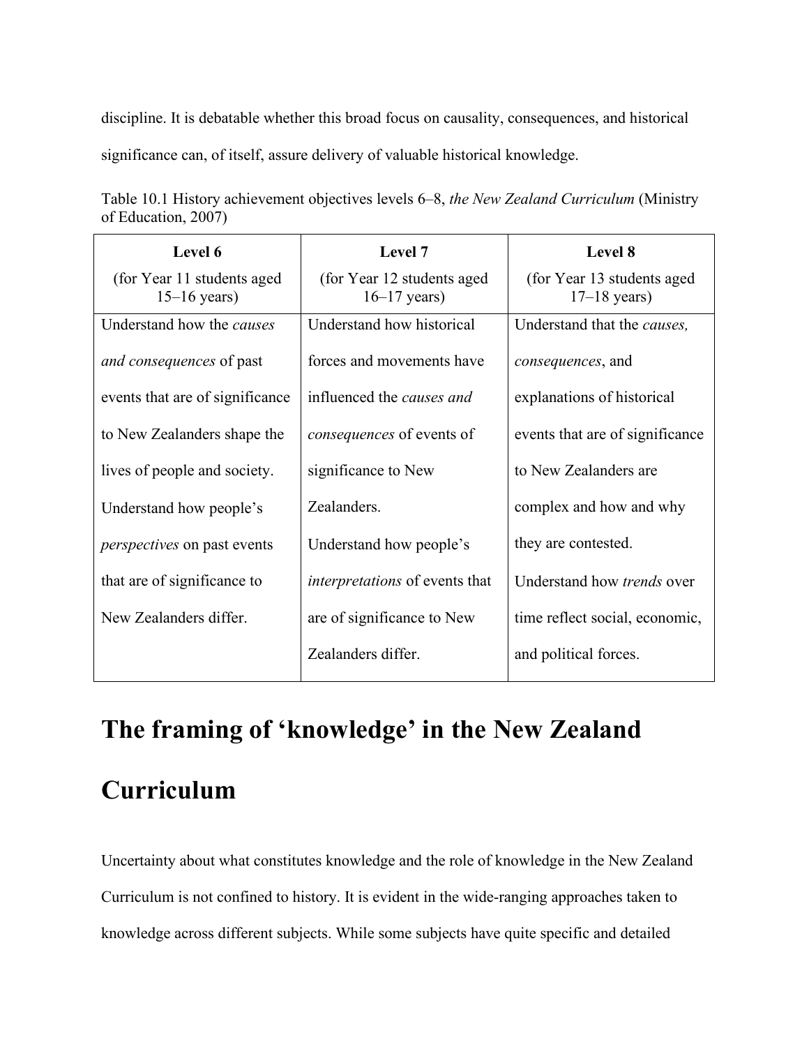discipline. It is debatable whether this broad focus on causality, consequences, and historical significance can, of itself, assure delivery of valuable historical knowledge.

Table 10.1 History achievement objectives levels 6–8, *the New Zealand Curriculum* (Ministry of Education, 2007)

| **Level 6** (for Year 11 students aged 15–16 years) | **Level 7** (for Year 12 students aged 16–17 years) | **Level 8** (for Year 13 students aged 17–18 years) |
|---|---|---|
| Understand how the *causes and consequences* of past events that are of significance to New Zealanders shape the lives of people and society. Understand how people's *perspectives* on past events that are of significance to New Zealanders differ. | Understand how historical forces and movements have influenced the *causes and consequences* of events of significance to New Zealanders. Understand how people's *interpretations* of events that are of significance to New Zealanders differ. | Understand that the *causes, consequences*, and explanations of historical events that are of significance to New Zealanders are complex and how and why they are contested. Understand how *trends* over time reflect social, economic, and political forces. |

# The framing of 'knowledge' in the New Zealand Curriculum

Uncertainty about what constitutes knowledge and the role of knowledge in the New Zealand Curriculum is not confined to history. It is evident in the wide-ranging approaches taken to knowledge across different subjects. While some subjects have quite specific and detailed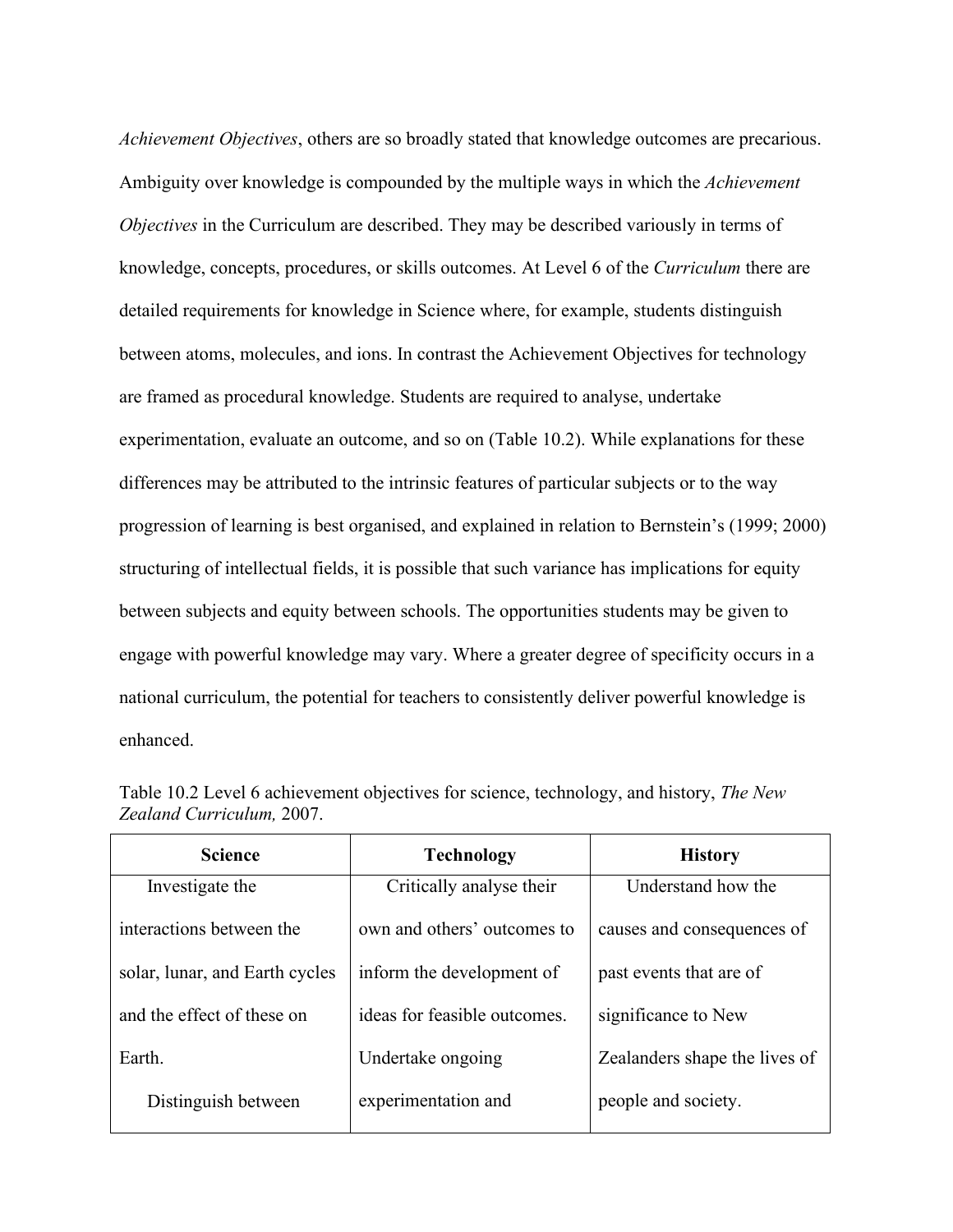*Achievement Objectives*, others are so broadly stated that knowledge outcomes are precarious. Ambiguity over knowledge is compounded by the multiple ways in which the *Achievement Objectives* in the Curriculum are described. They may be described variously in terms of knowledge, concepts, procedures, or skills outcomes. At Level 6 of the *Curriculum* there are detailed requirements for knowledge in Science where, for example, students distinguish between atoms, molecules, and ions. In contrast the Achievement Objectives for technology are framed as procedural knowledge. Students are required to analyse, undertake experimentation, evaluate an outcome, and so on (Table 10.2). While explanations for these differences may be attributed to the intrinsic features of particular subjects or to the way progression of learning is best organised, and explained in relation to Bernstein's (1999; 2000) structuring of intellectual fields, it is possible that such variance has implications for equity between subjects and equity between schools. The opportunities students may be given to engage with powerful knowledge may vary. Where a greater degree of specificity occurs in a national curriculum, the potential for teachers to consistently deliver powerful knowledge is enhanced.

Table 10.2 Level 6 achievement objectives for science, technology, and history, *The New Zealand Curriculum,* 2007.

| **Science** | **Technology** | **History** |
| --- | --- | --- |
| Investigate the interactions between the solar, lunar, and Earth cycles and the effect of these on Earth. Distinguish between | Critically analyse their own and others' outcomes to inform the development of ideas for feasible outcomes. Undertake ongoing experimentation and | Understand how the causes and consequences of past events that are of significance to New Zealanders shape the lives of people and society. |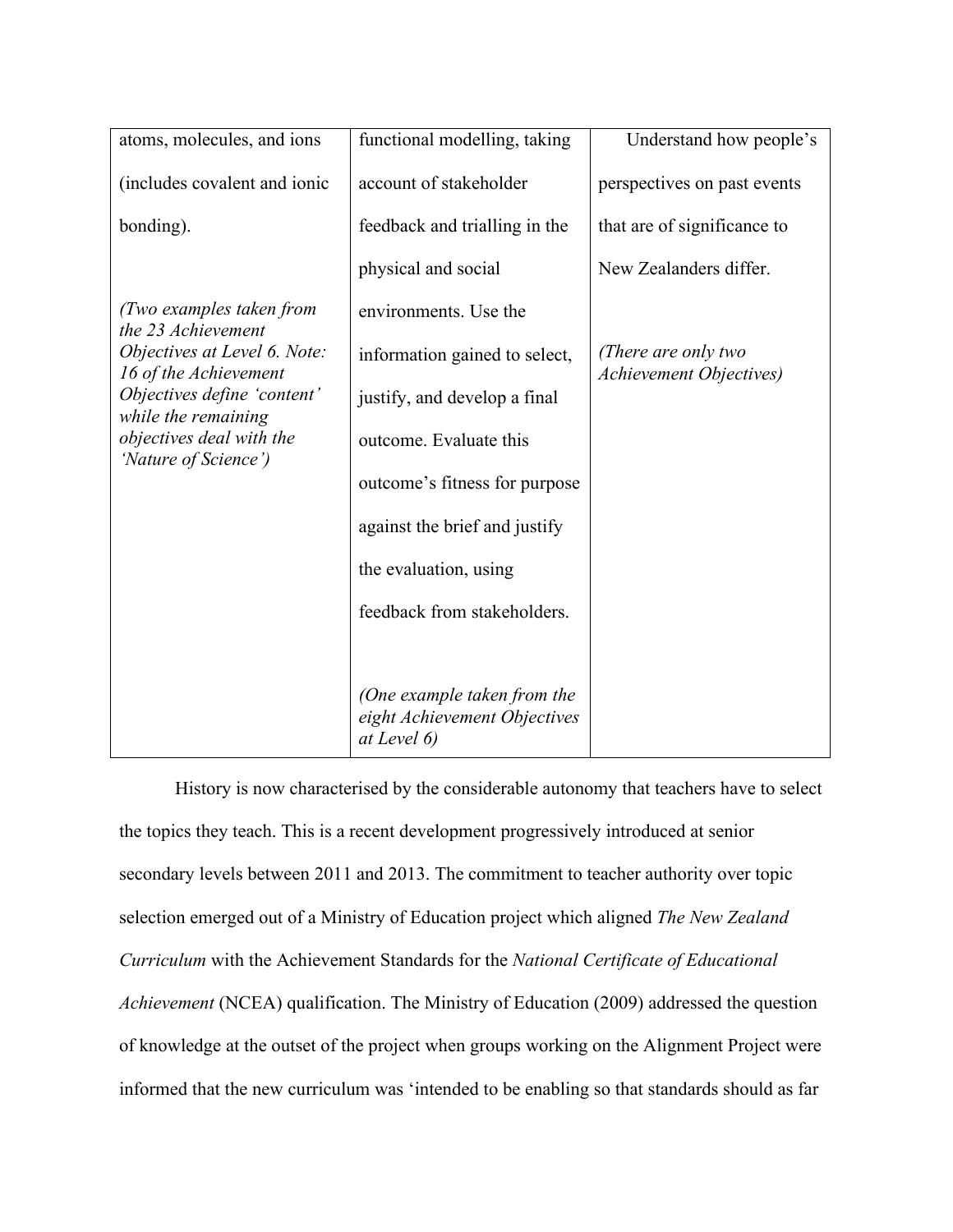| | | |
|---|---|---|
| atoms, molecules, and ions (includes covalent and ionic bonding).<br><br>*(Two examples taken from the 23 Achievement Objectives at Level 6. Note: 16 of the Achievement Objectives define 'content' while the remaining objectives deal with the 'Nature of Science')* | functional modelling, taking account of stakeholder feedback and trialling in the physical and social environments. Use the information gained to select, justify, and develop a final outcome. Evaluate this outcome's fitness for purpose against the brief and justify the evaluation, using feedback from stakeholders.<br><br>*(One example taken from the eight Achievement Objectives at Level 6)* | Understand how people's perspectives on past events that are of significance to New Zealanders differ.<br><br>*(There are only two Achievement Objectives)* |

History is now characterised by the considerable autonomy that teachers have to select the topics they teach. This is a recent development progressively introduced at senior secondary levels between 2011 and 2013. The commitment to teacher authority over topic selection emerged out of a Ministry of Education project which aligned *The New Zealand Curriculum* with the Achievement Standards for the *National Certificate of Educational Achievement* (NCEA) qualification. The Ministry of Education (2009) addressed the question of knowledge at the outset of the project when groups working on the Alignment Project were informed that the new curriculum was 'intended to be enabling so that standards should as far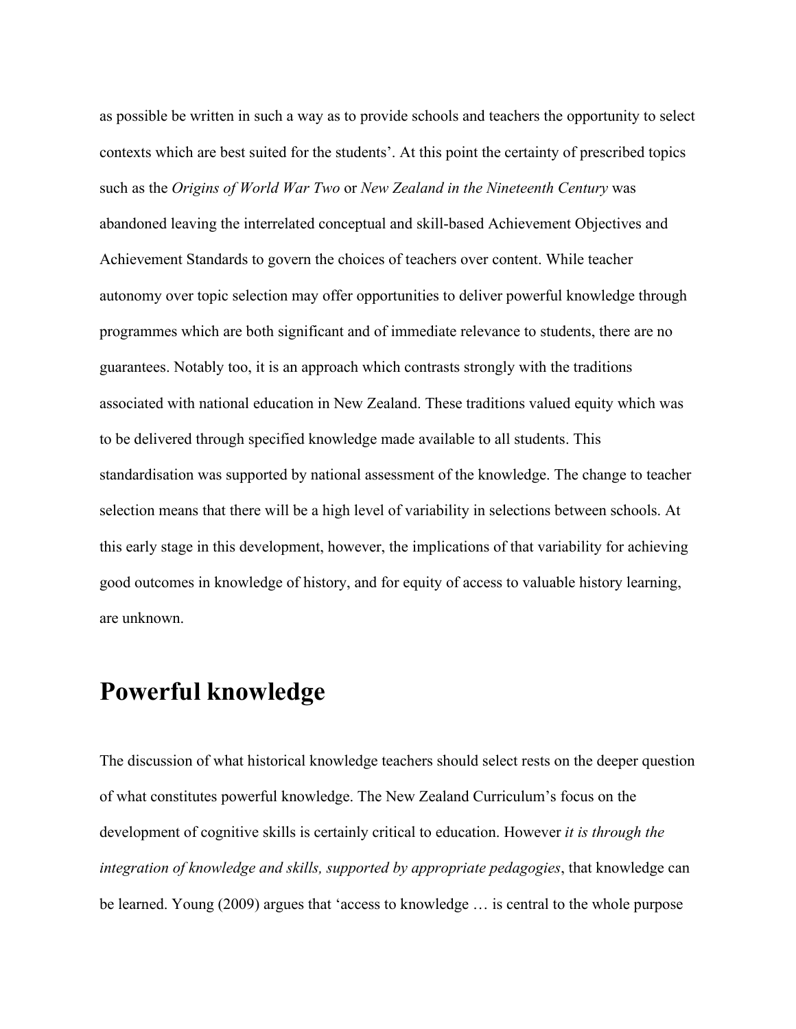as possible be written in such a way as to provide schools and teachers the opportunity to select contexts which are best suited for the students'. At this point the certainty of prescribed topics such as the *Origins of World War Two* or *New Zealand in the Nineteenth Century* was abandoned leaving the interrelated conceptual and skill-based Achievement Objectives and Achievement Standards to govern the choices of teachers over content. While teacher autonomy over topic selection may offer opportunities to deliver powerful knowledge through programmes which are both significant and of immediate relevance to students, there are no guarantees. Notably too, it is an approach which contrasts strongly with the traditions associated with national education in New Zealand. These traditions valued equity which was to be delivered through specified knowledge made available to all students. This standardisation was supported by national assessment of the knowledge. The change to teacher selection means that there will be a high level of variability in selections between schools. At this early stage in this development, however, the implications of that variability for achieving good outcomes in knowledge of history, and for equity of access to valuable history learning, are unknown.

## Powerful knowledge

The discussion of what historical knowledge teachers should select rests on the deeper question of what constitutes powerful knowledge. The New Zealand Curriculum's focus on the development of cognitive skills is certainly critical to education. However *it is through the integration of knowledge and skills, supported by appropriate pedagogies*, that knowledge can be learned. Young (2009) argues that 'access to knowledge … is central to the whole purpose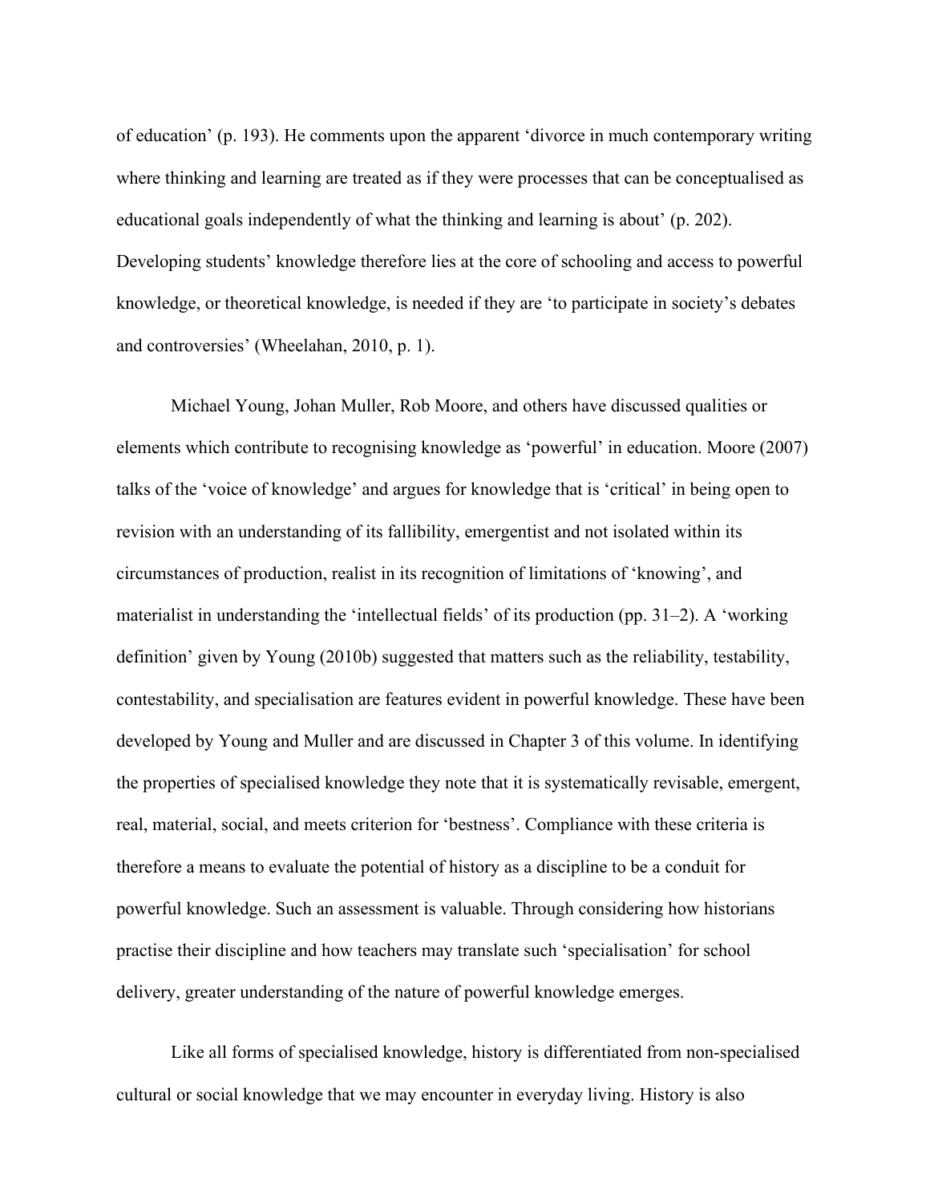of education' (p. 193). He comments upon the apparent 'divorce in much contemporary writing where thinking and learning are treated as if they were processes that can be conceptualised as educational goals independently of what the thinking and learning is about' (p. 202). Developing students' knowledge therefore lies at the core of schooling and access to powerful knowledge, or theoretical knowledge, is needed if they are 'to participate in society's debates and controversies' (Wheelahan, 2010, p. 1).

Michael Young, Johan Muller, Rob Moore, and others have discussed qualities or elements which contribute to recognising knowledge as 'powerful' in education. Moore (2007) talks of the 'voice of knowledge' and argues for knowledge that is 'critical' in being open to revision with an understanding of its fallibility, emergentist and not isolated within its circumstances of production, realist in its recognition of limitations of 'knowing', and materialist in understanding the 'intellectual fields' of its production (pp. 31–2). A 'working definition' given by Young (2010b) suggested that matters such as the reliability, testability, contestability, and specialisation are features evident in powerful knowledge. These have been developed by Young and Muller and are discussed in Chapter 3 of this volume. In identifying the properties of specialised knowledge they note that it is systematically revisable, emergent, real, material, social, and meets criterion for 'bestness'. Compliance with these criteria is therefore a means to evaluate the potential of history as a discipline to be a conduit for powerful knowledge. Such an assessment is valuable. Through considering how historians practise their discipline and how teachers may translate such 'specialisation' for school delivery, greater understanding of the nature of powerful knowledge emerges.

Like all forms of specialised knowledge, history is differentiated from non-specialised cultural or social knowledge that we may encounter in everyday living. History is also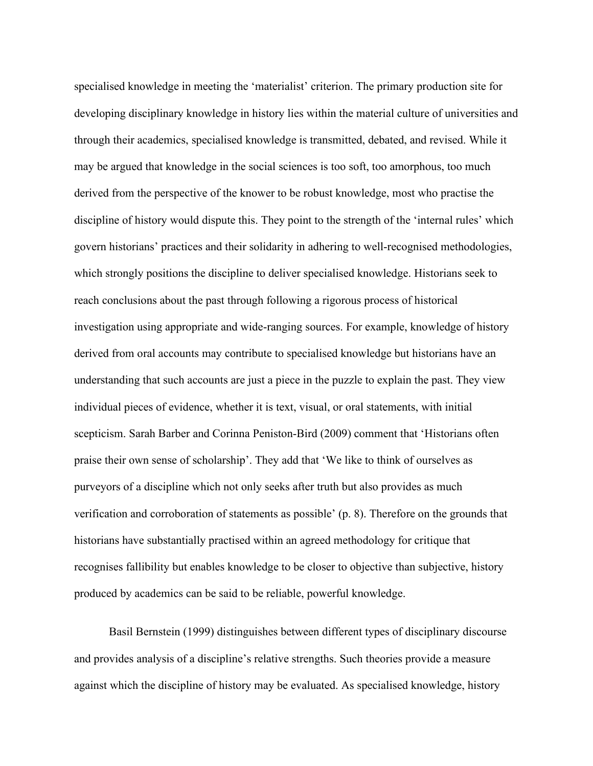specialised knowledge in meeting the 'materialist' criterion. The primary production site for developing disciplinary knowledge in history lies within the material culture of universities and through their academics, specialised knowledge is transmitted, debated, and revised. While it may be argued that knowledge in the social sciences is too soft, too amorphous, too much derived from the perspective of the knower to be robust knowledge, most who practise the discipline of history would dispute this. They point to the strength of the 'internal rules' which govern historians' practices and their solidarity in adhering to well-recognised methodologies, which strongly positions the discipline to deliver specialised knowledge. Historians seek to reach conclusions about the past through following a rigorous process of historical investigation using appropriate and wide-ranging sources. For example, knowledge of history derived from oral accounts may contribute to specialised knowledge but historians have an understanding that such accounts are just a piece in the puzzle to explain the past. They view individual pieces of evidence, whether it is text, visual, or oral statements, with initial scepticism. Sarah Barber and Corinna Peniston-Bird (2009) comment that 'Historians often praise their own sense of scholarship'. They add that 'We like to think of ourselves as purveyors of a discipline which not only seeks after truth but also provides as much verification and corroboration of statements as possible' (p. 8). Therefore on the grounds that historians have substantially practised within an agreed methodology for critique that recognises fallibility but enables knowledge to be closer to objective than subjective, history produced by academics can be said to be reliable, powerful knowledge.

Basil Bernstein (1999) distinguishes between different types of disciplinary discourse and provides analysis of a discipline's relative strengths. Such theories provide a measure against which the discipline of history may be evaluated. As specialised knowledge, history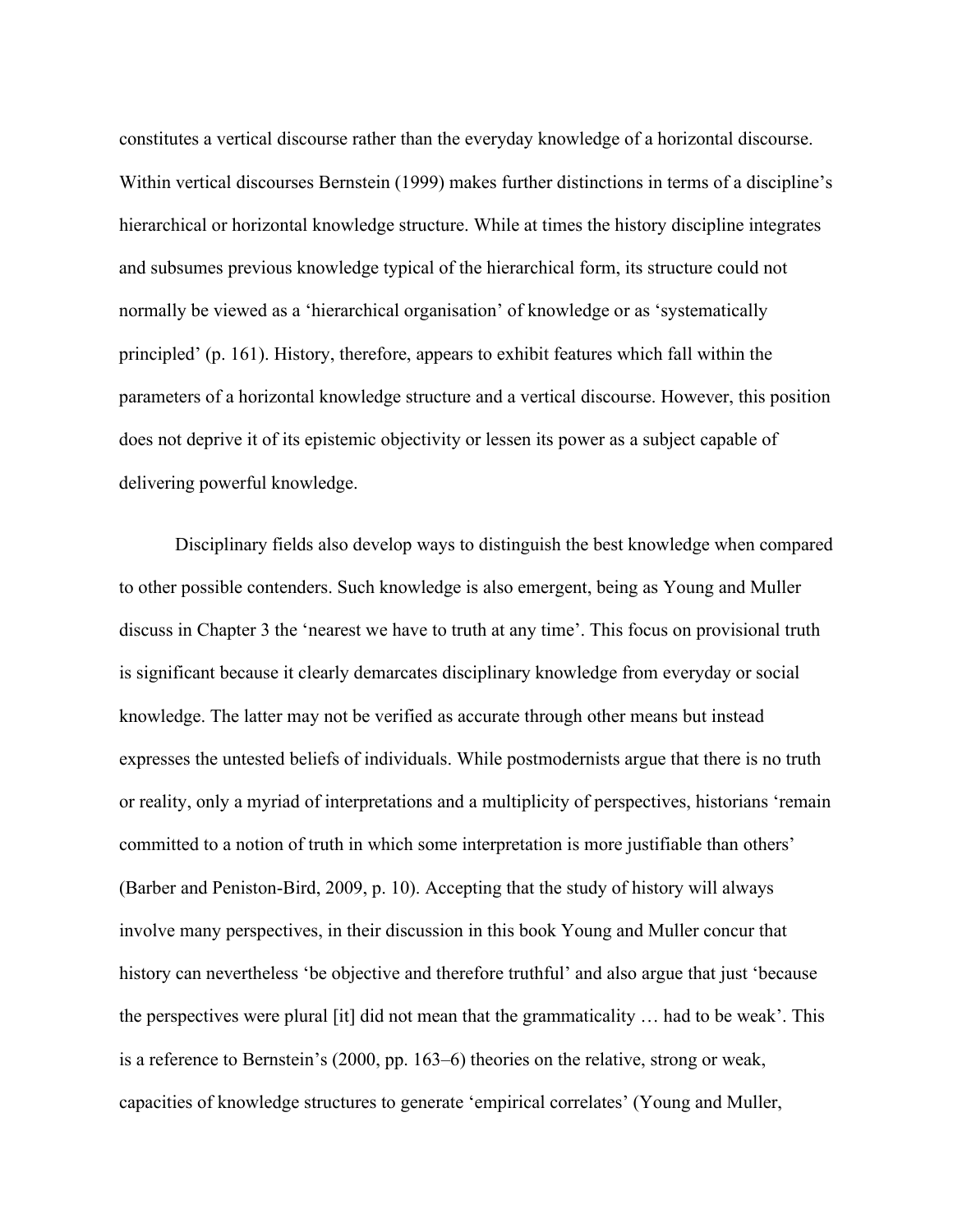constitutes a vertical discourse rather than the everyday knowledge of a horizontal discourse. Within vertical discourses Bernstein (1999) makes further distinctions in terms of a discipline's hierarchical or horizontal knowledge structure. While at times the history discipline integrates and subsumes previous knowledge typical of the hierarchical form, its structure could not normally be viewed as a 'hierarchical organisation' of knowledge or as 'systematically principled' (p. 161). History, therefore, appears to exhibit features which fall within the parameters of a horizontal knowledge structure and a vertical discourse. However, this position does not deprive it of its epistemic objectivity or lessen its power as a subject capable of delivering powerful knowledge.

Disciplinary fields also develop ways to distinguish the best knowledge when compared to other possible contenders. Such knowledge is also emergent, being as Young and Muller discuss in Chapter 3 the 'nearest we have to truth at any time'. This focus on provisional truth is significant because it clearly demarcates disciplinary knowledge from everyday or social knowledge. The latter may not be verified as accurate through other means but instead expresses the untested beliefs of individuals. While postmodernists argue that there is no truth or reality, only a myriad of interpretations and a multiplicity of perspectives, historians 'remain committed to a notion of truth in which some interpretation is more justifiable than others' (Barber and Peniston-Bird, 2009, p. 10). Accepting that the study of history will always involve many perspectives, in their discussion in this book Young and Muller concur that history can nevertheless 'be objective and therefore truthful' and also argue that just 'because the perspectives were plural [it] did not mean that the grammaticality … had to be weak'. This is a reference to Bernstein's (2000, pp. 163–6) theories on the relative, strong or weak, capacities of knowledge structures to generate 'empirical correlates' (Young and Muller,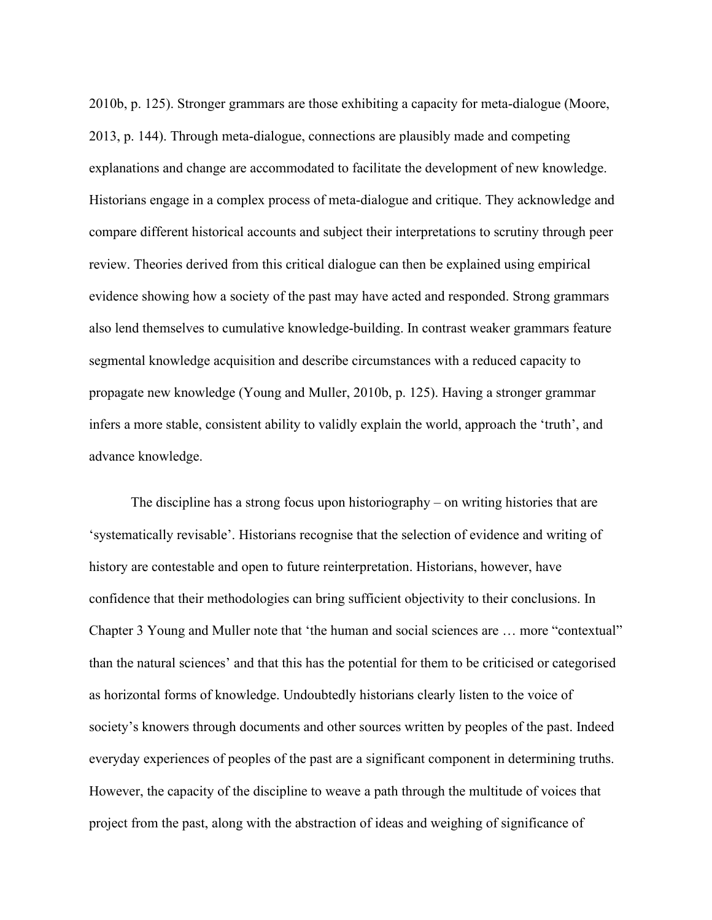2010b, p. 125). Stronger grammars are those exhibiting a capacity for meta-dialogue (Moore, 2013, p. 144). Through meta-dialogue, connections are plausibly made and competing explanations and change are accommodated to facilitate the development of new knowledge. Historians engage in a complex process of meta-dialogue and critique. They acknowledge and compare different historical accounts and subject their interpretations to scrutiny through peer review. Theories derived from this critical dialogue can then be explained using empirical evidence showing how a society of the past may have acted and responded. Strong grammars also lend themselves to cumulative knowledge-building. In contrast weaker grammars feature segmental knowledge acquisition and describe circumstances with a reduced capacity to propagate new knowledge (Young and Muller, 2010b, p. 125). Having a stronger grammar infers a more stable, consistent ability to validly explain the world, approach the 'truth', and advance knowledge.

The discipline has a strong focus upon historiography – on writing histories that are 'systematically revisable'. Historians recognise that the selection of evidence and writing of history are contestable and open to future reinterpretation. Historians, however, have confidence that their methodologies can bring sufficient objectivity to their conclusions. In Chapter 3 Young and Muller note that 'the human and social sciences are … more "contextual" than the natural sciences' and that this has the potential for them to be criticised or categorised as horizontal forms of knowledge. Undoubtedly historians clearly listen to the voice of society's knowers through documents and other sources written by peoples of the past. Indeed everyday experiences of peoples of the past are a significant component in determining truths. However, the capacity of the discipline to weave a path through the multitude of voices that project from the past, along with the abstraction of ideas and weighing of significance of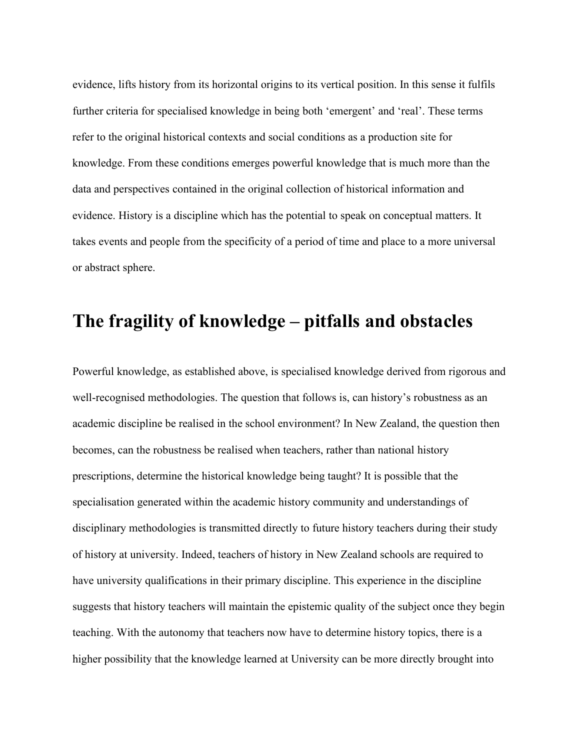evidence, lifts history from its horizontal origins to its vertical position. In this sense it fulfils further criteria for specialised knowledge in being both ‘emergent’ and ‘real’. These terms refer to the original historical contexts and social conditions as a production site for knowledge. From these conditions emerges powerful knowledge that is much more than the data and perspectives contained in the original collection of historical information and evidence. History is a discipline which has the potential to speak on conceptual matters. It takes events and people from the specificity of a period of time and place to a more universal or abstract sphere.

## The fragility of knowledge – pitfalls and obstacles

Powerful knowledge, as established above, is specialised knowledge derived from rigorous and well-recognised methodologies. The question that follows is, can history’s robustness as an academic discipline be realised in the school environment? In New Zealand, the question then becomes, can the robustness be realised when teachers, rather than national history prescriptions, determine the historical knowledge being taught? It is possible that the specialisation generated within the academic history community and understandings of disciplinary methodologies is transmitted directly to future history teachers during their study of history at university. Indeed, teachers of history in New Zealand schools are required to have university qualifications in their primary discipline. This experience in the discipline suggests that history teachers will maintain the epistemic quality of the subject once they begin teaching. With the autonomy that teachers now have to determine history topics, there is a higher possibility that the knowledge learned at University can be more directly brought into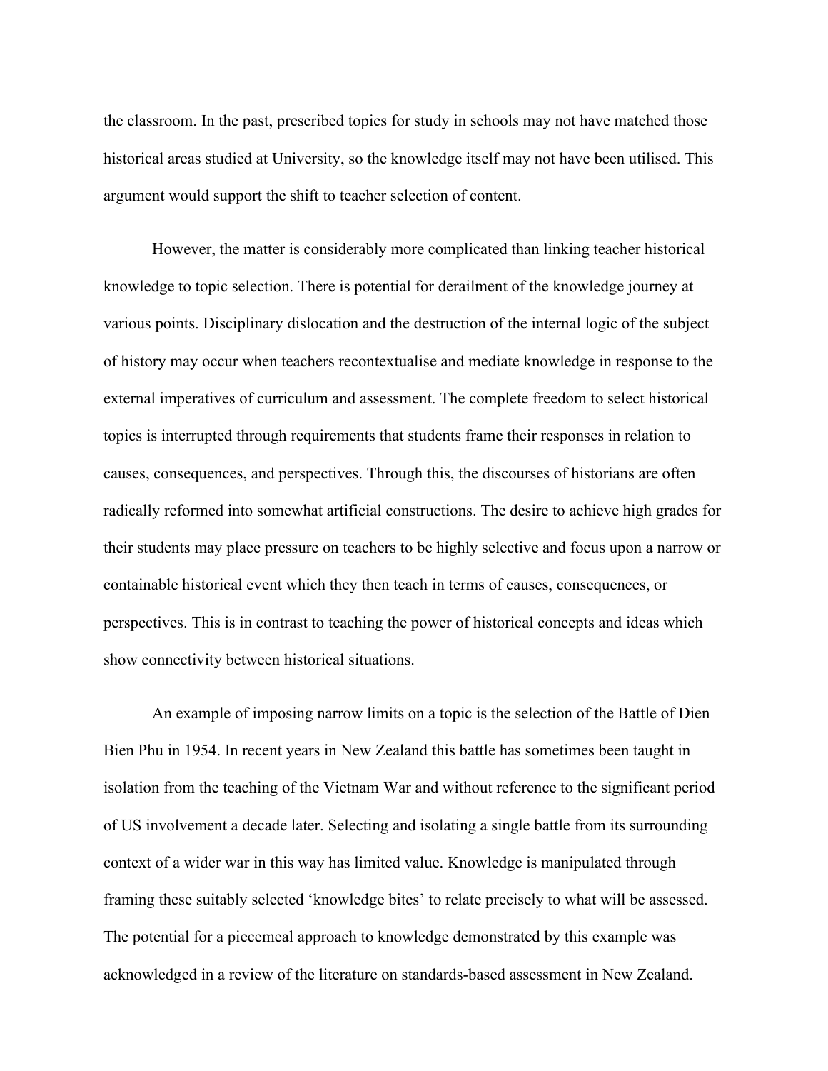the classroom. In the past, prescribed topics for study in schools may not have matched those historical areas studied at University, so the knowledge itself may not have been utilised. This argument would support the shift to teacher selection of content.

However, the matter is considerably more complicated than linking teacher historical knowledge to topic selection. There is potential for derailment of the knowledge journey at various points. Disciplinary dislocation and the destruction of the internal logic of the subject of history may occur when teachers recontextualise and mediate knowledge in response to the external imperatives of curriculum and assessment. The complete freedom to select historical topics is interrupted through requirements that students frame their responses in relation to causes, consequences, and perspectives. Through this, the discourses of historians are often radically reformed into somewhat artificial constructions. The desire to achieve high grades for their students may place pressure on teachers to be highly selective and focus upon a narrow or containable historical event which they then teach in terms of causes, consequences, or perspectives. This is in contrast to teaching the power of historical concepts and ideas which show connectivity between historical situations.

An example of imposing narrow limits on a topic is the selection of the Battle of Dien Bien Phu in 1954. In recent years in New Zealand this battle has sometimes been taught in isolation from the teaching of the Vietnam War and without reference to the significant period of US involvement a decade later. Selecting and isolating a single battle from its surrounding context of a wider war in this way has limited value. Knowledge is manipulated through framing these suitably selected 'knowledge bites' to relate precisely to what will be assessed. The potential for a piecemeal approach to knowledge demonstrated by this example was acknowledged in a review of the literature on standards-based assessment in New Zealand.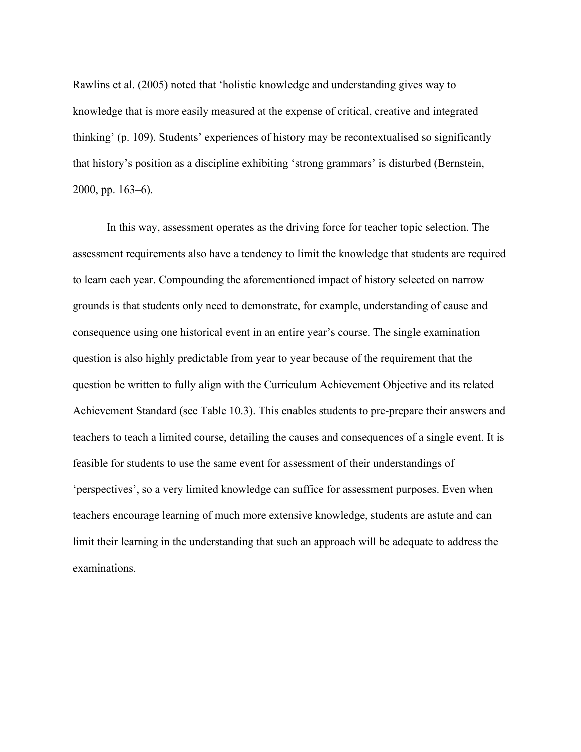Rawlins et al. (2005) noted that 'holistic knowledge and understanding gives way to knowledge that is more easily measured at the expense of critical, creative and integrated thinking' (p. 109). Students' experiences of history may be recontextualised so significantly that history's position as a discipline exhibiting 'strong grammars' is disturbed (Bernstein, 2000, pp. 163–6).

In this way, assessment operates as the driving force for teacher topic selection. The assessment requirements also have a tendency to limit the knowledge that students are required to learn each year. Compounding the aforementioned impact of history selected on narrow grounds is that students only need to demonstrate, for example, understanding of cause and consequence using one historical event in an entire year's course. The single examination question is also highly predictable from year to year because of the requirement that the question be written to fully align with the Curriculum Achievement Objective and its related Achievement Standard (see Table 10.3). This enables students to pre-prepare their answers and teachers to teach a limited course, detailing the causes and consequences of a single event. It is feasible for students to use the same event for assessment of their understandings of 'perspectives', so a very limited knowledge can suffice for assessment purposes. Even when teachers encourage learning of much more extensive knowledge, students are astute and can limit their learning in the understanding that such an approach will be adequate to address the examinations.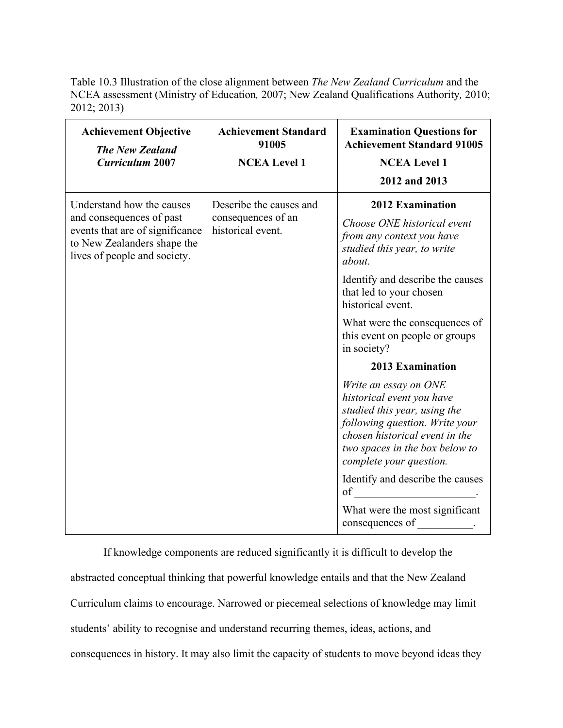Table 10.3 Illustration of the close alignment between *The New Zealand Curriculum* and the NCEA assessment (Ministry of Education*,* 2007; New Zealand Qualifications Authority*,* 2010; 2012; 2013)

| **Achievement Objective** ***The New Zealand Curriculum* 2007** | **Achievement Standard 91005** **NCEA Level 1** | **Examination Questions for Achievement Standard 91005** **NCEA Level 1** **2012 and 2013** |
|---|---|---|
| Understand how the causes and consequences of past events that are of significance to New Zealanders shape the lives of people and society. | Describe the causes and consequences of an historical event. | **2012 Examination**<br>*Choose ONE historical event from any context you have studied this year, to write about.*<br>Identify and describe the causes that led to your chosen historical event.<br>What were the consequences of this event on people or groups in society?<br>**2013 Examination**<br>*Write an essay on ONE historical event you have studied this year, using the following question. Write your chosen historical event in the two spaces in the box below to complete your question.*<br>Identify and describe the causes of \_\_\_\_\_\_\_\_\_\_\_\_\_\_\_\_\_\_\_\_\_\_.<br>What were the most significant consequences of \_\_\_\_\_\_\_\_\_\_. |

If knowledge components are reduced significantly it is difficult to develop the abstracted conceptual thinking that powerful knowledge entails and that the New Zealand Curriculum claims to encourage. Narrowed or piecemeal selections of knowledge may limit students' ability to recognise and understand recurring themes, ideas, actions, and consequences in history. It may also limit the capacity of students to move beyond ideas they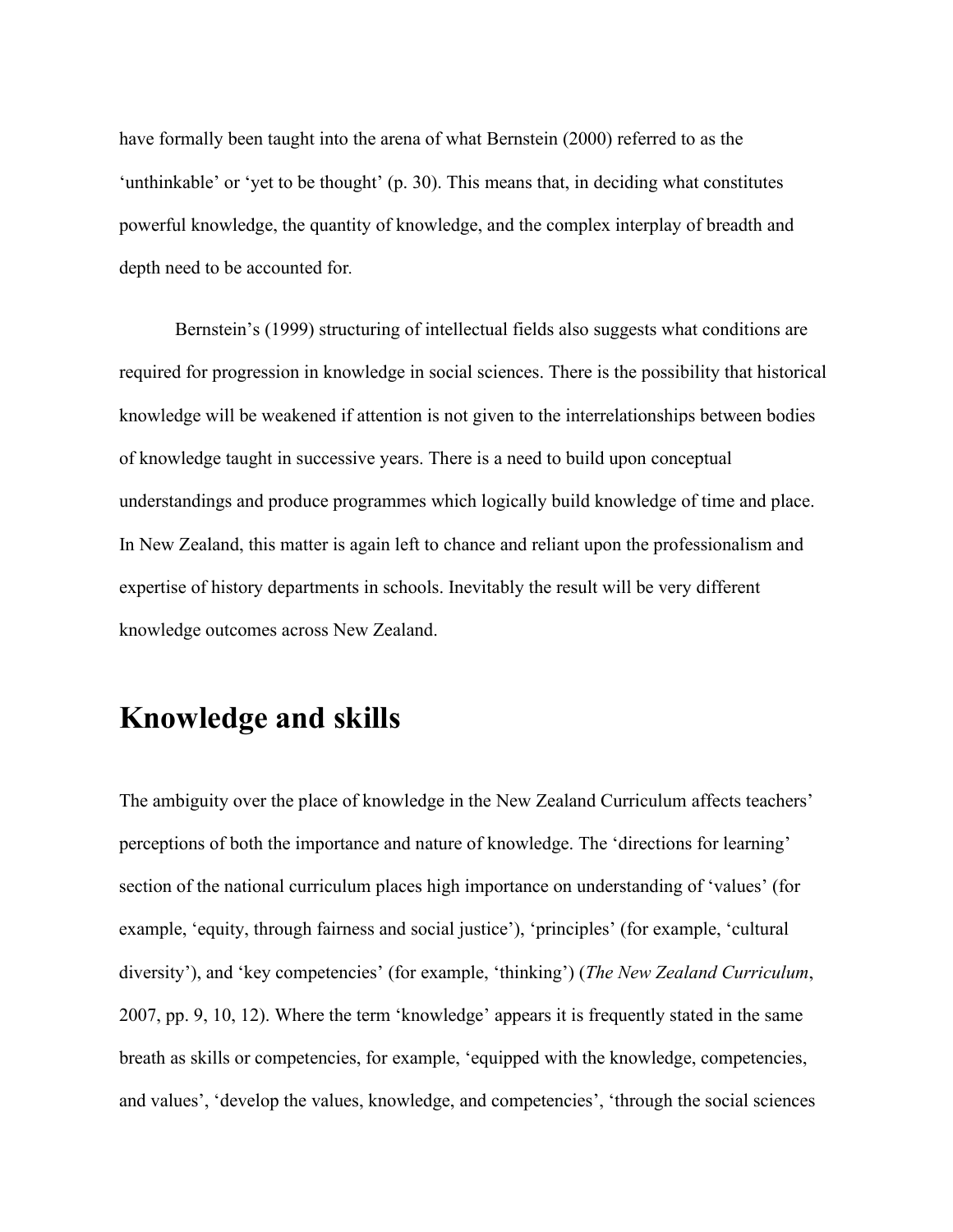have formally been taught into the arena of what Bernstein (2000) referred to as the 'unthinkable' or 'yet to be thought' (p. 30). This means that, in deciding what constitutes powerful knowledge, the quantity of knowledge, and the complex interplay of breadth and depth need to be accounted for.

Bernstein's (1999) structuring of intellectual fields also suggests what conditions are required for progression in knowledge in social sciences. There is the possibility that historical knowledge will be weakened if attention is not given to the interrelationships between bodies of knowledge taught in successive years. There is a need to build upon conceptual understandings and produce programmes which logically build knowledge of time and place. In New Zealand, this matter is again left to chance and reliant upon the professionalism and expertise of history departments in schools. Inevitably the result will be very different knowledge outcomes across New Zealand.

# Knowledge and skills

The ambiguity over the place of knowledge in the New Zealand Curriculum affects teachers' perceptions of both the importance and nature of knowledge. The 'directions for learning' section of the national curriculum places high importance on understanding of 'values' (for example, 'equity, through fairness and social justice'), 'principles' (for example, 'cultural diversity'), and 'key competencies' (for example, 'thinking') (*The New Zealand Curriculum*, 2007, pp. 9, 10, 12). Where the term 'knowledge' appears it is frequently stated in the same breath as skills or competencies, for example, 'equipped with the knowledge, competencies, and values', 'develop the values, knowledge, and competencies', 'through the social sciences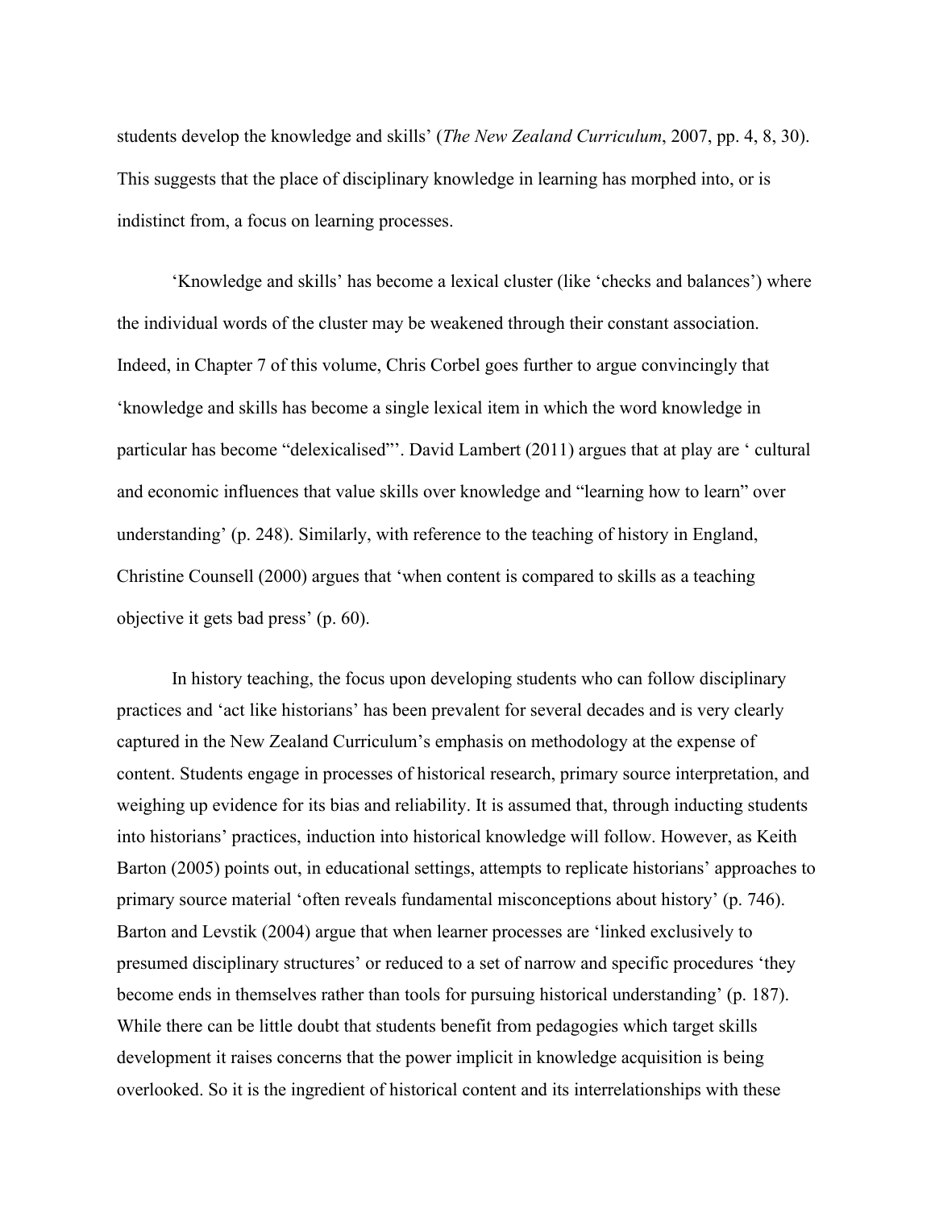students develop the knowledge and skills' (*The New Zealand Curriculum*, 2007, pp. 4, 8, 30). This suggests that the place of disciplinary knowledge in learning has morphed into, or is indistinct from, a focus on learning processes.

'Knowledge and skills' has become a lexical cluster (like 'checks and balances') where the individual words of the cluster may be weakened through their constant association. Indeed, in Chapter 7 of this volume, Chris Corbel goes further to argue convincingly that 'knowledge and skills has become a single lexical item in which the word knowledge in particular has become "delexicalised"'. David Lambert (2011) argues that at play are ' cultural and economic influences that value skills over knowledge and "learning how to learn" over understanding' (p. 248). Similarly, with reference to the teaching of history in England, Christine Counsell (2000) argues that 'when content is compared to skills as a teaching objective it gets bad press' (p. 60).

In history teaching, the focus upon developing students who can follow disciplinary practices and 'act like historians' has been prevalent for several decades and is very clearly captured in the New Zealand Curriculum's emphasis on methodology at the expense of content. Students engage in processes of historical research, primary source interpretation, and weighing up evidence for its bias and reliability. It is assumed that, through inducting students into historians' practices, induction into historical knowledge will follow. However, as Keith Barton (2005) points out, in educational settings, attempts to replicate historians' approaches to primary source material 'often reveals fundamental misconceptions about history' (p. 746). Barton and Levstik (2004) argue that when learner processes are 'linked exclusively to presumed disciplinary structures' or reduced to a set of narrow and specific procedures 'they become ends in themselves rather than tools for pursuing historical understanding' (p. 187). While there can be little doubt that students benefit from pedagogies which target skills development it raises concerns that the power implicit in knowledge acquisition is being overlooked. So it is the ingredient of historical content and its interrelationships with these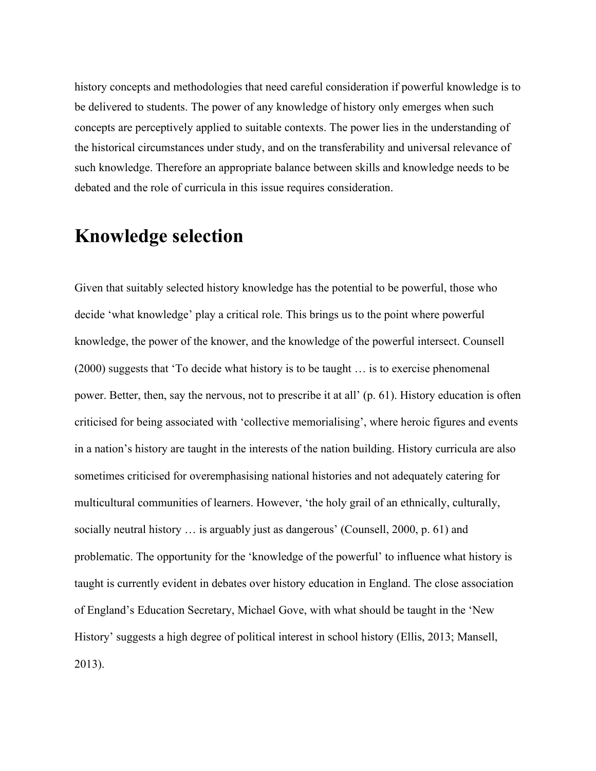history concepts and methodologies that need careful consideration if powerful knowledge is to be delivered to students. The power of any knowledge of history only emerges when such concepts are perceptively applied to suitable contexts. The power lies in the understanding of the historical circumstances under study, and on the transferability and universal relevance of such knowledge. Therefore an appropriate balance between skills and knowledge needs to be debated and the role of curricula in this issue requires consideration.

# Knowledge selection

Given that suitably selected history knowledge has the potential to be powerful, those who decide 'what knowledge' play a critical role. This brings us to the point where powerful knowledge, the power of the knower, and the knowledge of the powerful intersect. Counsell (2000) suggests that 'To decide what history is to be taught … is to exercise phenomenal power. Better, then, say the nervous, not to prescribe it at all' (p. 61). History education is often criticised for being associated with 'collective memorialising', where heroic figures and events in a nation's history are taught in the interests of the nation building. History curricula are also sometimes criticised for overemphasising national histories and not adequately catering for multicultural communities of learners. However, 'the holy grail of an ethnically, culturally, socially neutral history … is arguably just as dangerous' (Counsell, 2000, p. 61) and problematic. The opportunity for the 'knowledge of the powerful' to influence what history is taught is currently evident in debates over history education in England. The close association of England's Education Secretary, Michael Gove, with what should be taught in the 'New History' suggests a high degree of political interest in school history (Ellis, 2013; Mansell, 2013).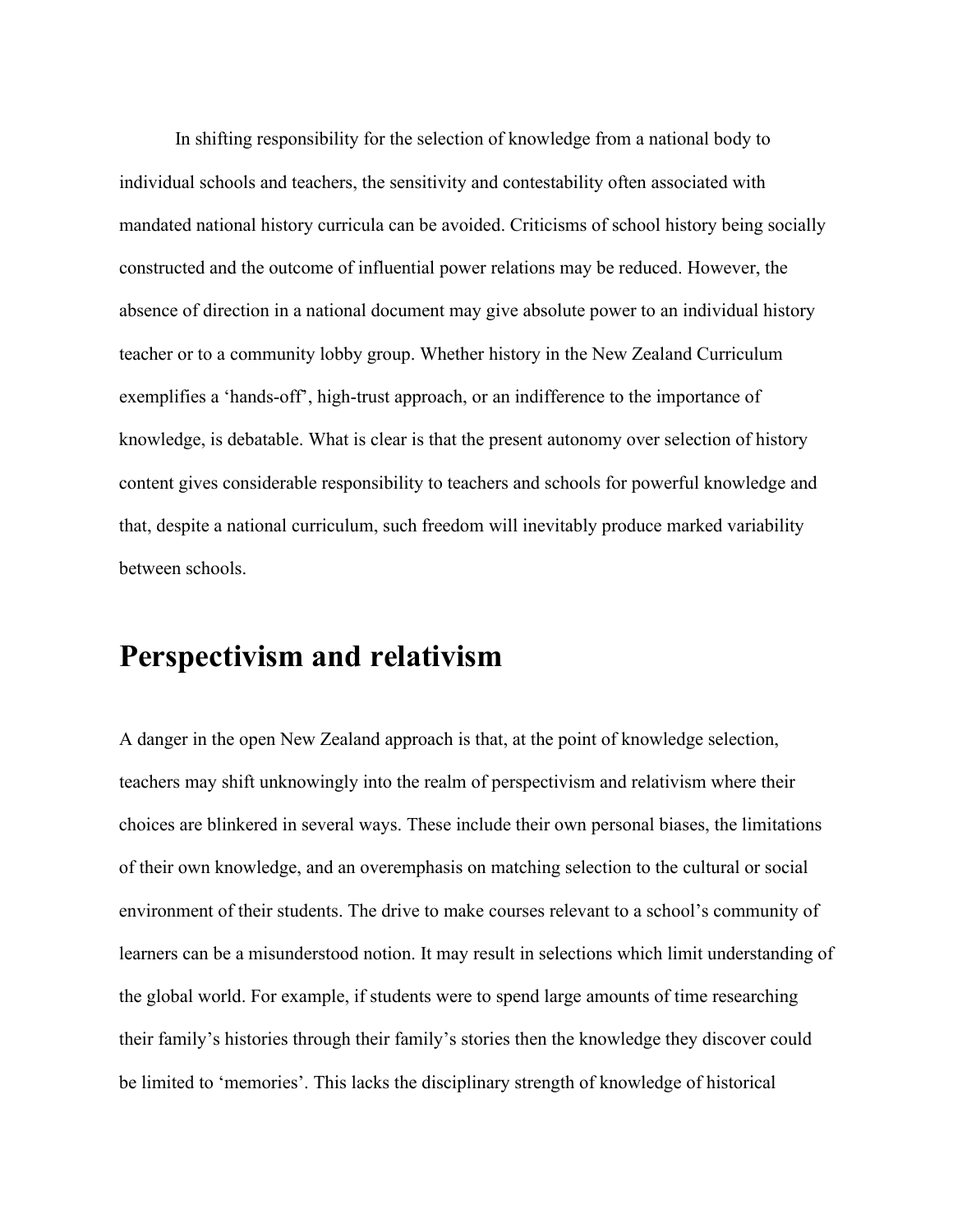In shifting responsibility for the selection of knowledge from a national body to individual schools and teachers, the sensitivity and contestability often associated with mandated national history curricula can be avoided. Criticisms of school history being socially constructed and the outcome of influential power relations may be reduced. However, the absence of direction in a national document may give absolute power to an individual history teacher or to a community lobby group. Whether history in the New Zealand Curriculum exemplifies a 'hands-off', high-trust approach, or an indifference to the importance of knowledge, is debatable. What is clear is that the present autonomy over selection of history content gives considerable responsibility to teachers and schools for powerful knowledge and that, despite a national curriculum, such freedom will inevitably produce marked variability between schools.

## Perspectivism and relativism

A danger in the open New Zealand approach is that, at the point of knowledge selection, teachers may shift unknowingly into the realm of perspectivism and relativism where their choices are blinkered in several ways. These include their own personal biases, the limitations of their own knowledge, and an overemphasis on matching selection to the cultural or social environment of their students. The drive to make courses relevant to a school's community of learners can be a misunderstood notion. It may result in selections which limit understanding of the global world. For example, if students were to spend large amounts of time researching their family's histories through their family's stories then the knowledge they discover could be limited to 'memories'. This lacks the disciplinary strength of knowledge of historical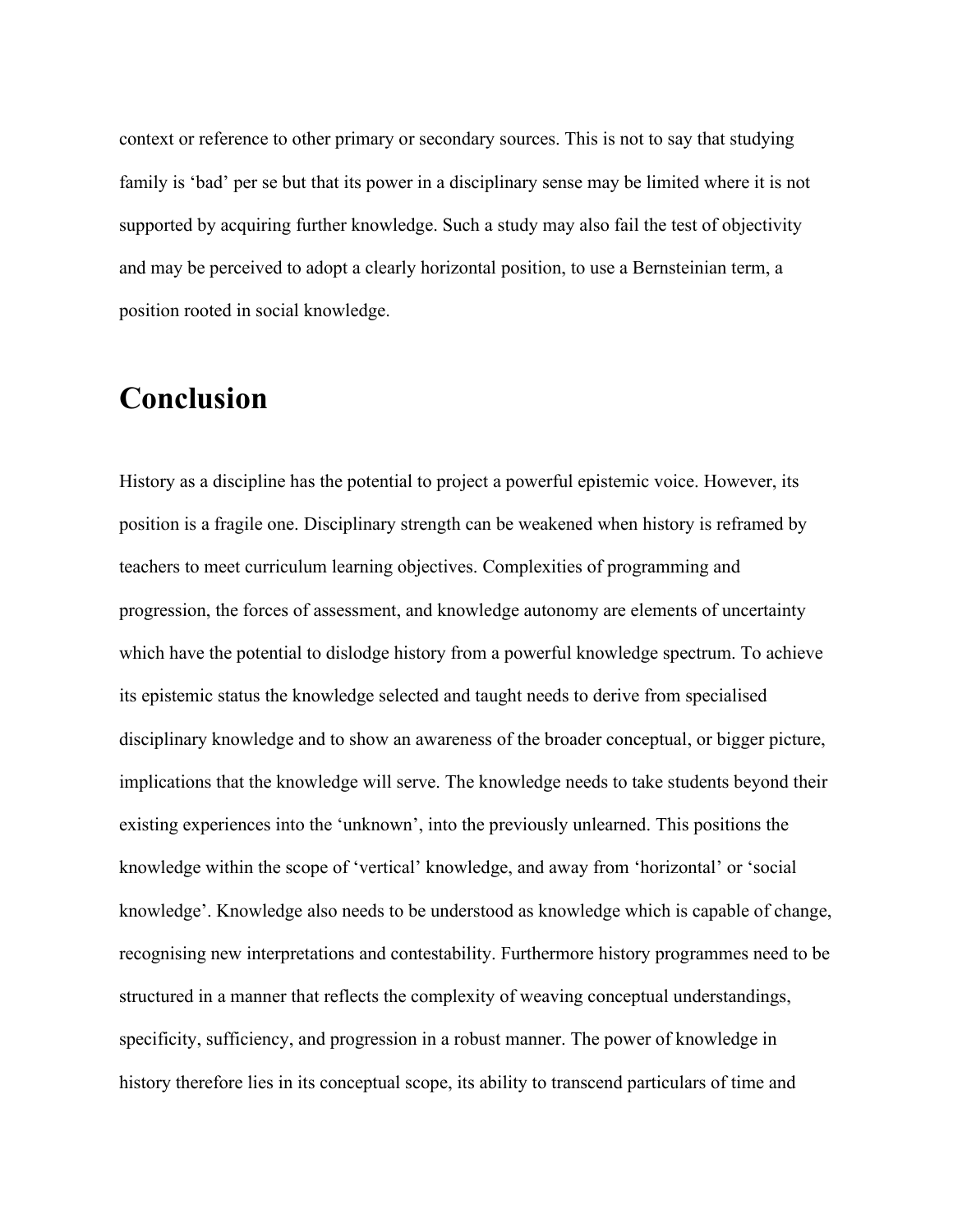context or reference to other primary or secondary sources. This is not to say that studying family is 'bad' per se but that its power in a disciplinary sense may be limited where it is not supported by acquiring further knowledge. Such a study may also fail the test of objectivity and may be perceived to adopt a clearly horizontal position, to use a Bernsteinian term, a position rooted in social knowledge.

# Conclusion

History as a discipline has the potential to project a powerful epistemic voice. However, its position is a fragile one. Disciplinary strength can be weakened when history is reframed by teachers to meet curriculum learning objectives. Complexities of programming and progression, the forces of assessment, and knowledge autonomy are elements of uncertainty which have the potential to dislodge history from a powerful knowledge spectrum. To achieve its epistemic status the knowledge selected and taught needs to derive from specialised disciplinary knowledge and to show an awareness of the broader conceptual, or bigger picture, implications that the knowledge will serve. The knowledge needs to take students beyond their existing experiences into the 'unknown', into the previously unlearned. This positions the knowledge within the scope of 'vertical' knowledge, and away from 'horizontal' or 'social knowledge'. Knowledge also needs to be understood as knowledge which is capable of change, recognising new interpretations and contestability. Furthermore history programmes need to be structured in a manner that reflects the complexity of weaving conceptual understandings, specificity, sufficiency, and progression in a robust manner. The power of knowledge in history therefore lies in its conceptual scope, its ability to transcend particulars of time and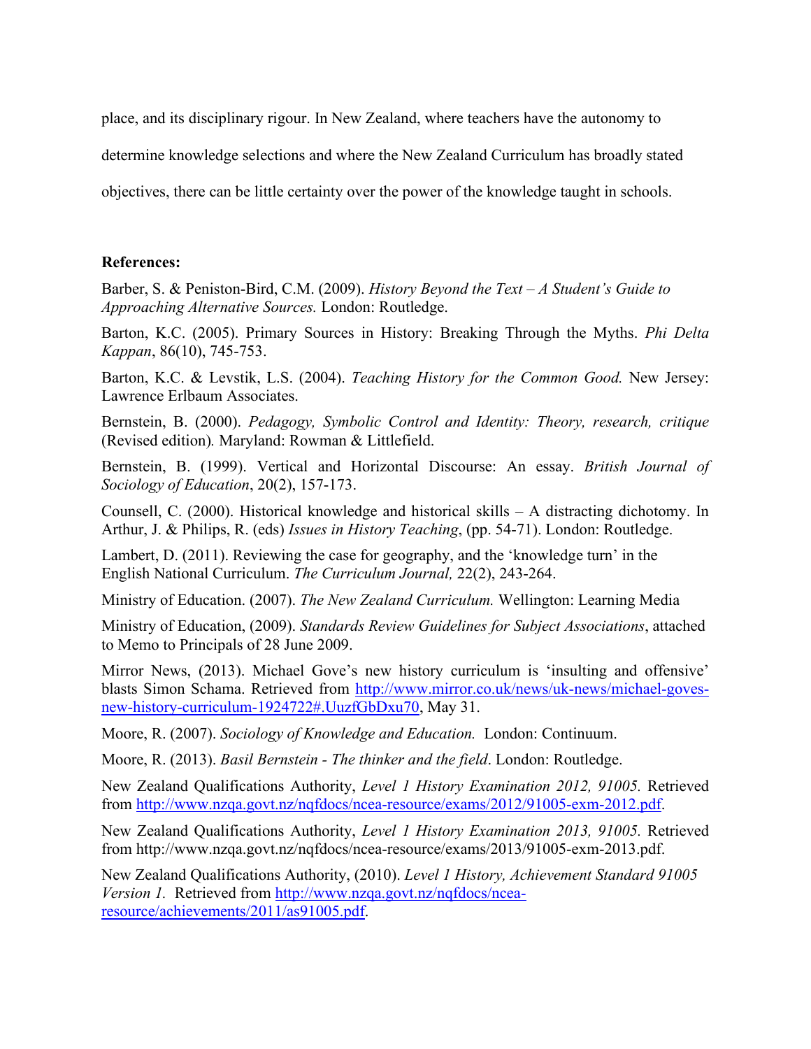place, and its disciplinary rigour. In New Zealand, where teachers have the autonomy to determine knowledge selections and where the New Zealand Curriculum has broadly stated objectives, there can be little certainty over the power of the knowledge taught in schools.

**References:**

Barber, S. & Peniston-Bird, C.M. (2009). *History Beyond the Text – A Student's Guide to Approaching Alternative Sources.* London: Routledge.

Barton, K.C. (2005). Primary Sources in History: Breaking Through the Myths. *Phi Delta Kappan*, 86(10), 745-753.

Barton, K.C. & Levstik, L.S. (2004). *Teaching History for the Common Good.* New Jersey: Lawrence Erlbaum Associates.

Bernstein, B. (2000). *Pedagogy, Symbolic Control and Identity: Theory, research, critique* (Revised edition)*.* Maryland: Rowman & Littlefield.

Bernstein, B. (1999). Vertical and Horizontal Discourse: An essay. *British Journal of Sociology of Education*, 20(2), 157-173.

Counsell, C. (2000). Historical knowledge and historical skills – A distracting dichotomy. In Arthur, J. & Philips, R. (eds) *Issues in History Teaching*, (pp. 54-71). London: Routledge.

Lambert, D. (2011). Reviewing the case for geography, and the 'knowledge turn' in the English National Curriculum. *The Curriculum Journal,* 22(2), 243-264.

Ministry of Education. (2007). *The New Zealand Curriculum.* Wellington: Learning Media

Ministry of Education, (2009). *Standards Review Guidelines for Subject Associations*, attached to Memo to Principals of 28 June 2009.

Mirror News, (2013). Michael Gove's new history curriculum is 'insulting and offensive' blasts Simon Schama. Retrieved from http://www.mirror.co.uk/news/uk-news/michael-goves-new-history-curriculum-1924722#.UuzfGbDxu70, May 31.

Moore, R. (2007). *Sociology of Knowledge and Education.* London: Continuum.

Moore, R. (2013). *Basil Bernstein - The thinker and the field*. London: Routledge.

New Zealand Qualifications Authority, *Level 1 History Examination 2012, 91005.* Retrieved from http://www.nzqa.govt.nz/nqfdocs/ncea-resource/exams/2012/91005-exm-2012.pdf.

New Zealand Qualifications Authority, *Level 1 History Examination 2013, 91005.* Retrieved from http://www.nzqa.govt.nz/nqfdocs/ncea-resource/exams/2013/91005-exm-2013.pdf.

New Zealand Qualifications Authority, (2010). *Level 1 History, Achievement Standard 91005 Version 1.* Retrieved from http://www.nzqa.govt.nz/nqfdocs/ncea-resource/achievements/2011/as91005.pdf.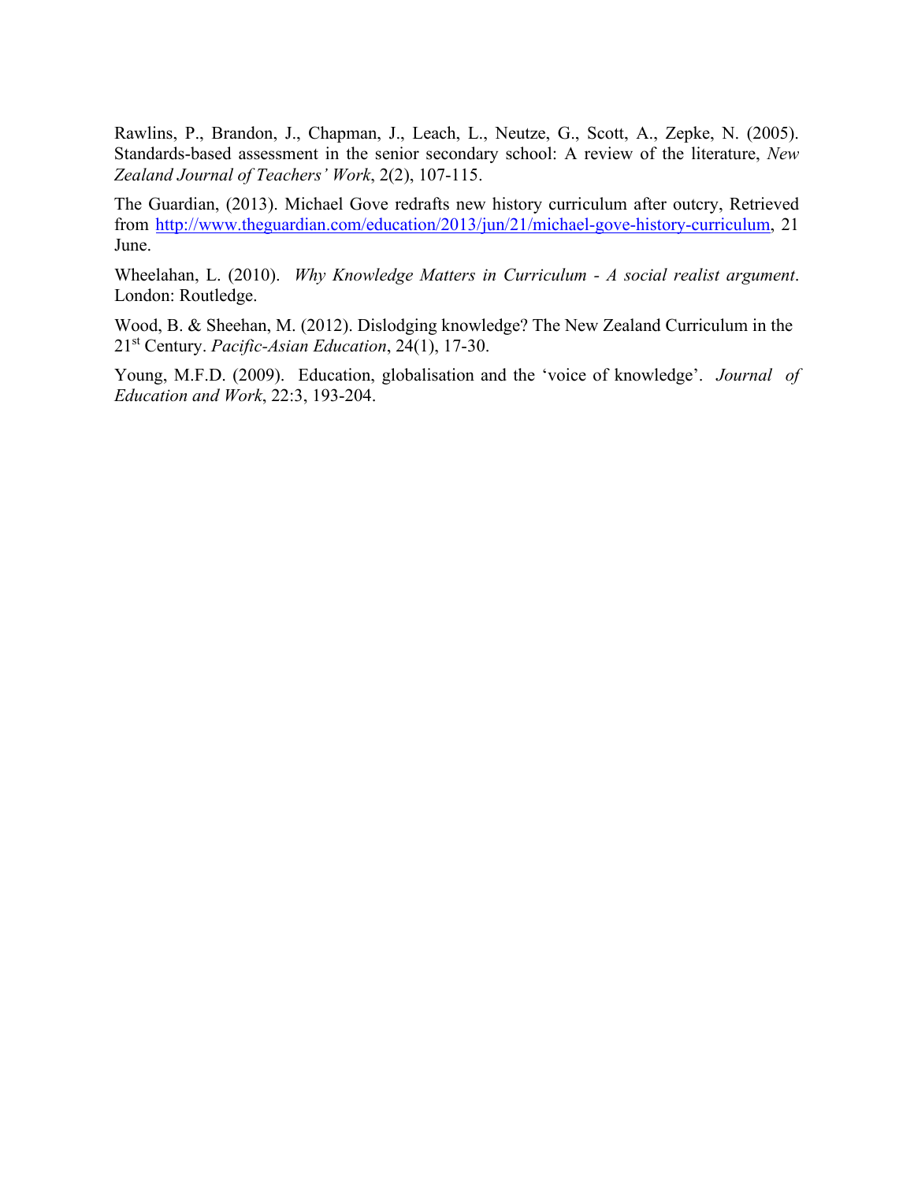Rawlins, P., Brandon, J., Chapman, J., Leach, L., Neutze, G., Scott, A., Zepke, N. (2005). Standards-based assessment in the senior secondary school: A review of the literature, *New Zealand Journal of Teachers' Work*, 2(2), 107-115.

The Guardian, (2013). Michael Gove redrafts new history curriculum after outcry, Retrieved from http://www.theguardian.com/education/2013/jun/21/michael-gove-history-curriculum, 21 June.

Wheelahan, L. (2010). *Why Knowledge Matters in Curriculum - A social realist argument*. London: Routledge.

Wood, B. & Sheehan, M. (2012). Dislodging knowledge? The New Zealand Curriculum in the 21st Century. *Pacific-Asian Education*, 24(1), 17-30.

Young, M.F.D. (2009). Education, globalisation and the 'voice of knowledge'. *Journal of Education and Work*, 22:3, 193-204.